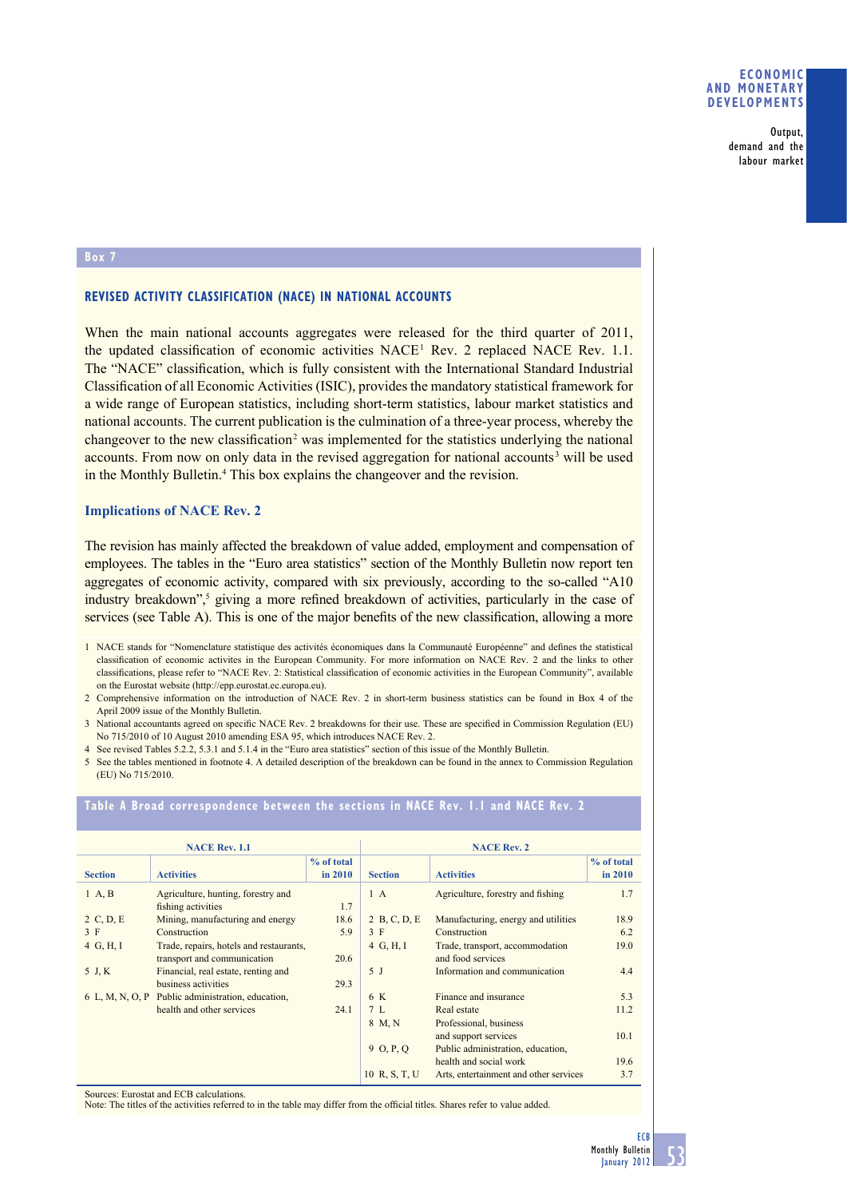Box 7

## REVISED ACTIVITY CLASSIFICATION (NACE) IN NATIONAL ACCOUNTS

When the main national accounts aggregates were released for the third quarter of 2011, the updated classification of economic activities NACE[1] Rev. 2 replaced NACE Rev. 1.1. The "NACE" classification, which is fully consistent with the International Standard Industrial Classification of all Economic Activities (ISIC), provides the mandatory statistical framework for a wide range of European statistics, including short-term statistics, labour market statistics and national accounts. The current publication is the culmination of a three-year process, whereby the changeover to the new classification[2] was implemented for the statistics underlying the national accounts. From now on only data in the revised aggregation for national accounts[3] will be used in the Monthly Bulletin.[4] This box explains the changeover and the revision.

### Implications of NACE Rev. 2

The revision has mainly affected the breakdown of value added, employment and compensation of employees. The tables in the "Euro area statistics" section of the Monthly Bulletin now report ten aggregates of economic activity, compared with six previously, according to the so-called "A10 industry breakdown",[5] giving a more refined breakdown of activities, particularly in the case of services (see Table A). This is one of the major benefits of the new classification, allowing a more

1 NACE stands for "Nomenclature statistique des activités économiques dans la Communauté Européenne" and defines the statistical classification of economic activites in the European Community. For more information on NACE Rev. 2 and the links to other classifications, please refer to "NACE Rev. 2: Statistical classification of economic activities in the European Community", available on the Eurostat website (http://epp.eurostat.ec.europa.eu).

2 Comprehensive information on the introduction of NACE Rev. 2 in short-term business statistics can be found in Box 4 of the April 2009 issue of the Monthly Bulletin.

3 National accountants agreed on specific NACE Rev. 2 breakdowns for their use. These are specified in Commission Regulation (EU) No 715/2010 of 10 August 2010 amending ESA 95, which introduces NACE Rev. 2.

4 See revised Tables 5.2.2, 5.3.1 and 5.1.4 in the "Euro area statistics" section of this issue of the Monthly Bulletin.

5 See the tables mentioned in footnote 4. A detailed description of the breakdown can be found in the annex to Commission Regulation (EU) No 715/2010.

**Table A Broad correspondence between the sections in NACE Rev. 1.1 and NACE Rev. 2**

| NACE Rev. 1.1 | | | NACE Rev. 2 | | |
|---|---|---|---|---|---|
| **Section** | **Activities** | **% of total in 2010** | **Section** | **Activities** | **% of total in 2010** |
| 1 A, B | Agriculture, hunting, forestry and fishing activities | 1.7 | 1 A | Agriculture, forestry and fishing | 1.7 |
| 2 C, D, E | Mining, manufacturing and energy | 18.6 | 2 B, C, D, E | Manufacturing, energy and utilities | 18.9 |
| 3 F | Construction | 5.9 | 3 F | Construction | 6.2 |
| 4 G, H, I | Trade, repairs, hotels and restaurants, transport and communication | 20.6 | 4 G, H, I | Trade, transport, accommodation and food services | 19.0 |
| 5 J, K | Financial, real estate, renting and business activities | 29.3 | 5 J | Information and communication | 4.4 |
| 6 L, M, N, O, P | Public administration, education, health and other services | 24.1 | 6 K | Finance and insurance | 5.3 |
| | | | 7 L | Real estate | 11.2 |
| | | | 8 M, N | Professional, business and support services | 10.1 |
| | | | 9 O, P, Q | Public administration, education, health and social work | 19.6 |
| | | | 10 R, S, T, U | Arts, entertainment and other services | 3.7 |

Sources: Eurostat and ECB calculations.
Note: The titles of the activities referred to in the table may differ from the official titles. Shares refer to value added.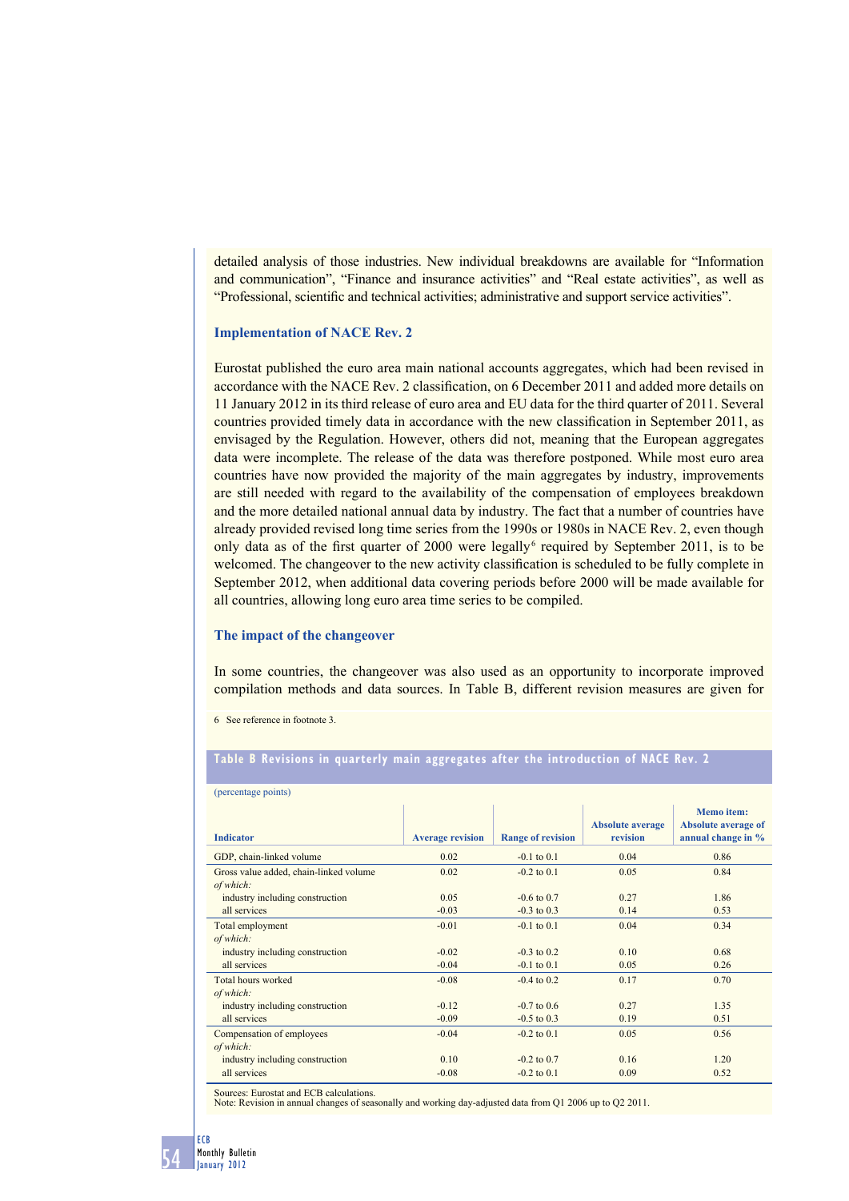detailed analysis of those industries. New individual breakdowns are available for "Information and communication", "Finance and insurance activities" and "Real estate activities", as well as "Professional, scientific and technical activities; administrative and support service activities".

### Implementation of NACE Rev. 2

Eurostat published the euro area main national accounts aggregates, which had been revised in accordance with the NACE Rev. 2 classification, on 6 December 2011 and added more details on 11 January 2012 in its third release of euro area and EU data for the third quarter of 2011. Several countries provided timely data in accordance with the new classification in September 2011, as envisaged by the Regulation. However, others did not, meaning that the European aggregates data were incomplete. The release of the data was therefore postponed. While most euro area countries have now provided the majority of the main aggregates by industry, improvements are still needed with regard to the availability of the compensation of employees breakdown and the more detailed national annual data by industry. The fact that a number of countries have already provided revised long time series from the 1990s or 1980s in NACE Rev. 2, even though only data as of the first quarter of 2000 were legally[6] required by September 2011, is to be welcomed. The changeover to the new activity classification is scheduled to be fully complete in September 2012, when additional data covering periods before 2000 will be made available for all countries, allowing long euro area time series to be compiled.

### The impact of the changeover

In some countries, the changeover was also used as an opportunity to incorporate improved compilation methods and data sources. In Table B, different revision measures are given for

6 See reference in footnote 3.

**Table B Revisions in quarterly main aggregates after the introduction of NACE Rev. 2**

(percentage points)

| Indicator | Average revision | Range of revision | Absolute average revision | Memo item: Absolute average of annual change in % |
|---|---|---|---|---|
| GDP, chain-linked volume | 0.02 | -0.1 to 0.1 | 0.04 | 0.86 |
| Gross value added, chain-linked volume | 0.02 | -0.2 to 0.1 | 0.05 | 0.84 |
| *of which:* | | | | |
| industry including construction | 0.05 | -0.6 to 0.7 | 0.27 | 1.86 |
| all services | -0.03 | -0.3 to 0.3 | 0.14 | 0.53 |
| Total employment | -0.01 | -0.1 to 0.1 | 0.04 | 0.34 |
| *of which:* | | | | |
| industry including construction | -0.02 | -0.3 to 0.2 | 0.10 | 0.68 |
| all services | -0.04 | -0.1 to 0.1 | 0.05 | 0.26 |
| Total hours worked | -0.08 | -0.4 to 0.2 | 0.17 | 0.70 |
| *of which:* | | | | |
| industry including construction | -0.12 | -0.7 to 0.6 | 0.27 | 1.35 |
| all services | -0.09 | -0.5 to 0.3 | 0.19 | 0.51 |
| Compensation of employees | -0.04 | -0.2 to 0.1 | 0.05 | 0.56 |
| *of which:* | | | | |
| industry including construction | 0.10 | -0.2 to 0.7 | 0.16 | 1.20 |
| all services | -0.08 | -0.2 to 0.1 | 0.09 | 0.52 |

Sources: Eurostat and ECB calculations.
Note: Revision in annual changes of seasonally and working day-adjusted data from Q1 2006 up to Q2 2011.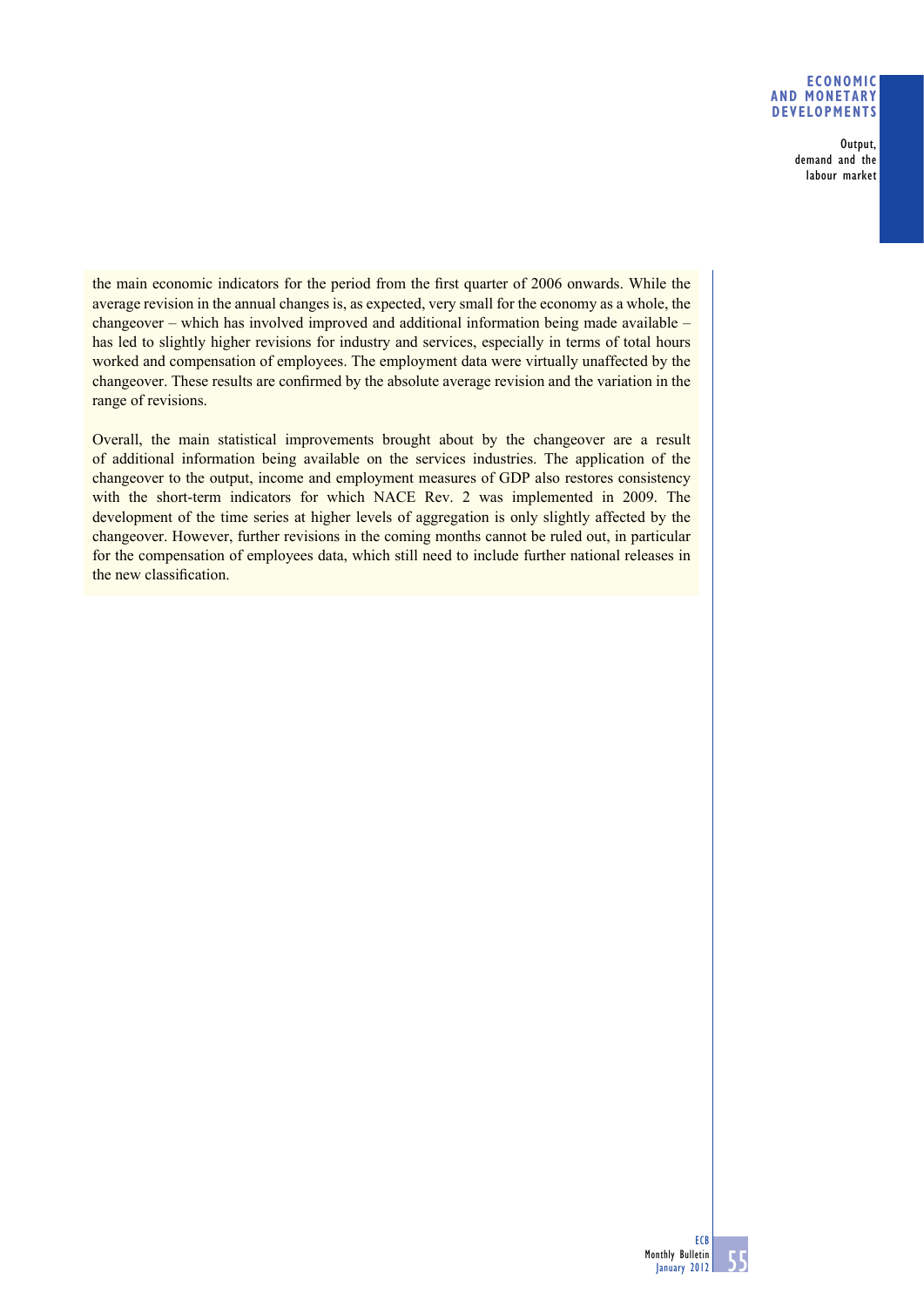the main economic indicators for the period from the first quarter of 2006 onwards. While the average revision in the annual changes is, as expected, very small for the economy as a whole, the changeover – which has involved improved and additional information being made available – has led to slightly higher revisions for industry and services, especially in terms of total hours worked and compensation of employees. The employment data were virtually unaffected by the changeover. These results are confirmed by the absolute average revision and the variation in the range of revisions.

Overall, the main statistical improvements brought about by the changeover are a result of additional information being available on the services industries. The application of the changeover to the output, income and employment measures of GDP also restores consistency with the short-term indicators for which NACE Rev. 2 was implemented in 2009. The development of the time series at higher levels of aggregation is only slightly affected by the changeover. However, further revisions in the coming months cannot be ruled out, in particular for the compensation of employees data, which still need to include further national releases in the new classification.